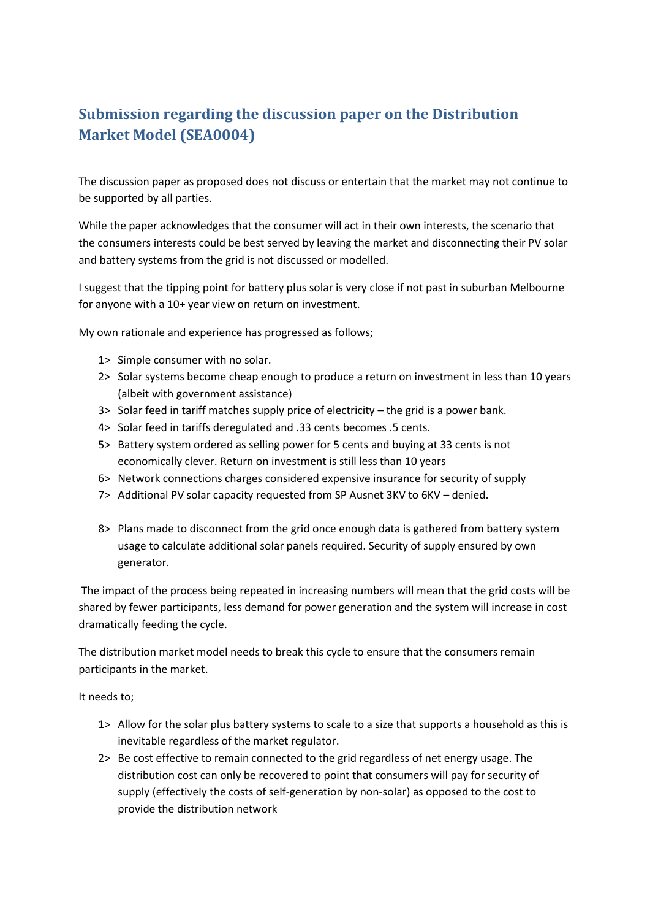# Submission regarding the discussion paper on the Distribution Market Model (SEA0004)

The discussion paper as proposed does not discuss or entertain that the market may not continue to be supported by all parties.

While the paper acknowledges that the consumer will act in their own interests, the scenario that the consumers interests could be best served by leaving the market and disconnecting their PV solar and battery systems from the grid is not discussed or modelled.

I suggest that the tipping point for battery plus solar is very close if not past in suburban Melbourne for anyone with a 10+ year view on return on investment.

My own rationale and experience has progressed as follows;

1> Simple consumer with no solar.
2> Solar systems become cheap enough to produce a return on investment in less than 10 years (albeit with government assistance)
3> Solar feed in tariff matches supply price of electricity – the grid is a power bank.
4> Solar feed in tariffs deregulated and .33 cents becomes .5 cents.
5> Battery system ordered as selling power for 5 cents and buying at 33 cents is not economically clever. Return on investment is still less than 10 years
6> Network connections charges considered expensive insurance for security of supply
7> Additional PV solar capacity requested from SP Ausnet 3KV to 6KV – denied.
8> Plans made to disconnect from the grid once enough data is gathered from battery system usage to calculate additional solar panels required. Security of supply ensured by own generator.

The impact of the process being repeated in increasing numbers will mean that the grid costs will be shared by fewer participants, less demand for power generation and the system will increase in cost dramatically feeding the cycle.

The distribution market model needs to break this cycle to ensure that the consumers remain participants in the market.

It needs to;

1> Allow for the solar plus battery systems to scale to a size that supports a household as this is inevitable regardless of the market regulator.
2> Be cost effective to remain connected to the grid regardless of net energy usage. The distribution cost can only be recovered to point that consumers will pay for security of supply (effectively the costs of self-generation by non-solar) as opposed to the cost to provide the distribution network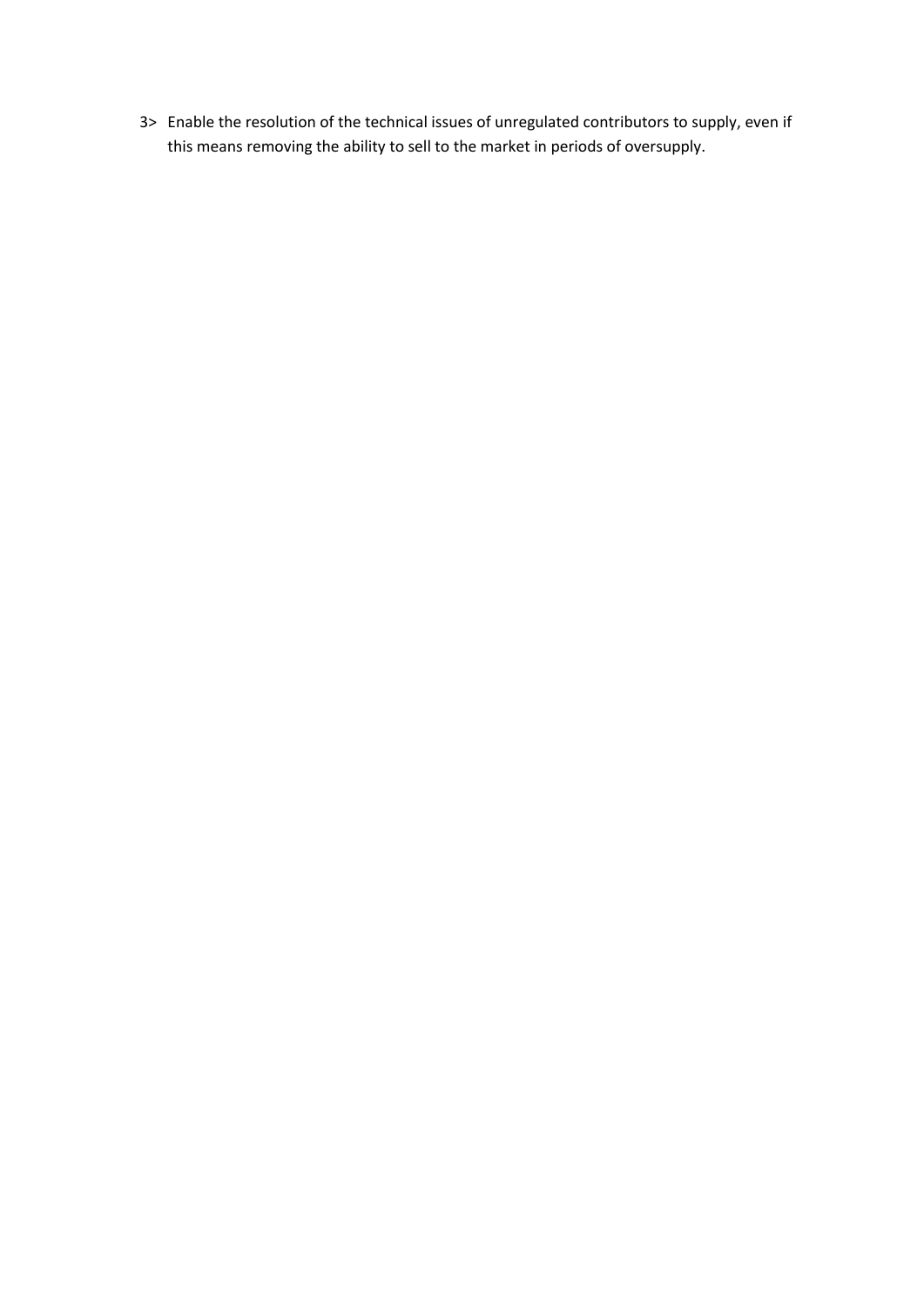3> Enable the resolution of the technical issues of unregulated contributors to supply, even if this means removing the ability to sell to the market in periods of oversupply.